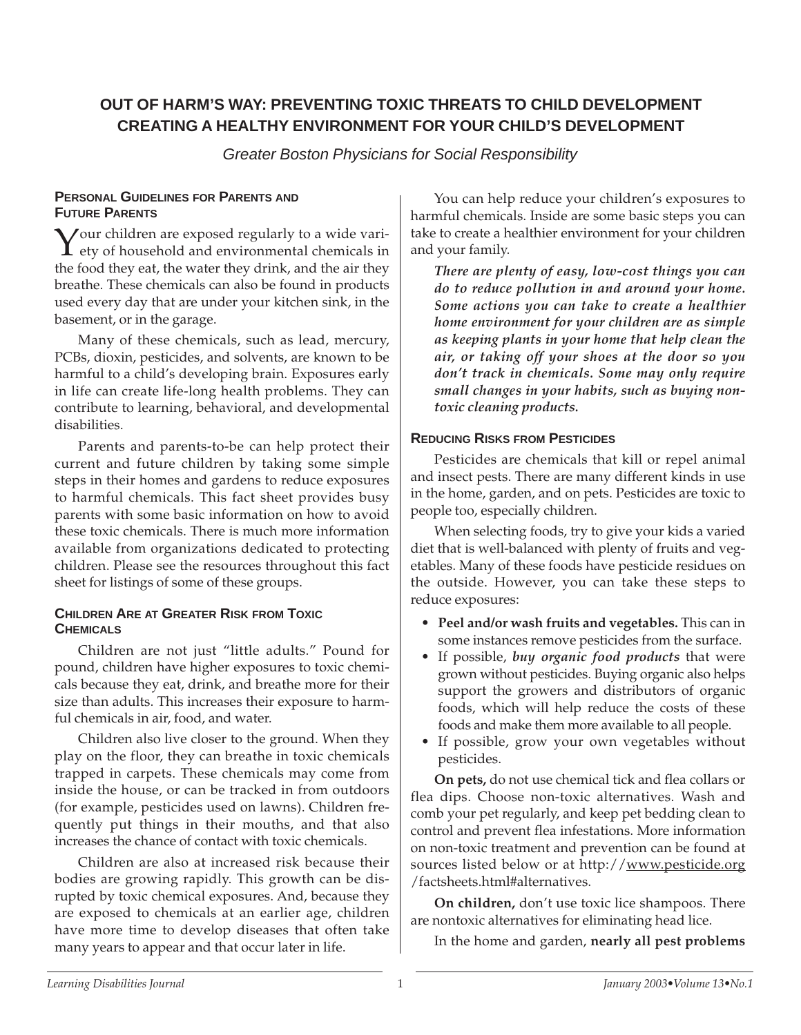# OUT OF HARM'S WAY: PREVENTING TOXIC THREATS TO CHILD DEVELOPMENT
# CREATING A HEALTHY ENVIRONMENT FOR YOUR CHILD'S DEVELOPMENT

*Greater Boston Physicians for Social Responsibility*

## Personal Guidelines for Parents and Future Parents

Your children are exposed regularly to a wide variety of household and environmental chemicals in the food they eat, the water they drink, and the air they breathe. These chemicals can also be found in products used every day that are under your kitchen sink, in the basement, or in the garage.

Many of these chemicals, such as lead, mercury, PCBs, dioxin, pesticides, and solvents, are known to be harmful to a child's developing brain. Exposures early in life can create life-long health problems. They can contribute to learning, behavioral, and developmental disabilities.

Parents and parents-to-be can help protect their current and future children by taking some simple steps in their homes and gardens to reduce exposures to harmful chemicals. This fact sheet provides busy parents with some basic information on how to avoid these toxic chemicals. There is much more information available from organizations dedicated to protecting children. Please see the resources throughout this fact sheet for listings of some of these groups.

## Children Are at Greater Risk from Toxic Chemicals

Children are not just "little adults." Pound for pound, children have higher exposures to toxic chemicals because they eat, drink, and breathe more for their size than adults. This increases their exposure to harmful chemicals in air, food, and water.

Children also live closer to the ground. When they play on the floor, they can breathe in toxic chemicals trapped in carpets. These chemicals may come from inside the house, or can be tracked in from outdoors (for example, pesticides used on lawns). Children frequently put things in their mouths, and that also increases the chance of contact with toxic chemicals.

Children are also at increased risk because their bodies are growing rapidly. This growth can be disrupted by toxic chemical exposures. And, because they are exposed to chemicals at an earlier age, children have more time to develop diseases that often take many years to appear and that occur later in life.

You can help reduce your children's exposures to harmful chemicals. Inside are some basic steps you can take to create a healthier environment for your children and your family.

***There are plenty of easy, low-cost things you can do to reduce pollution in and around your home. Some actions you can take to create a healthier home environment for your children are as simple as keeping plants in your home that help clean the air, or taking off your shoes at the door so you don't track in chemicals. Some may only require small changes in your habits, such as buying non-toxic cleaning products.***

## Reducing Risks from Pesticides

Pesticides are chemicals that kill or repel animal and insect pests. There are many different kinds in use in the home, garden, and on pets. Pesticides are toxic to people too, especially children.

When selecting foods, try to give your kids a varied diet that is well-balanced with plenty of fruits and vegetables. Many of these foods have pesticide residues on the outside. However, you can take these steps to reduce exposures:

- **Peel and/or wash fruits and vegetables.** This can in some instances remove pesticides from the surface.
- If possible, ***buy organic food products*** that were grown without pesticides. Buying organic also helps support the growers and distributors of organic foods, which will help reduce the costs of these foods and make them more available to all people.
- If possible, grow your own vegetables without pesticides.

**On pets,** do not use chemical tick and flea collars or flea dips. Choose non-toxic alternatives. Wash and comb your pet regularly, and keep pet bedding clean to control and prevent flea infestations. More information on non-toxic treatment and prevention can be found at sources listed below or at http://www.pesticide.org/factsheets.html#alternatives.

**On children,** don't use toxic lice shampoos. There are nontoxic alternatives for eliminating head lice.

In the home and garden, **nearly all pest problems**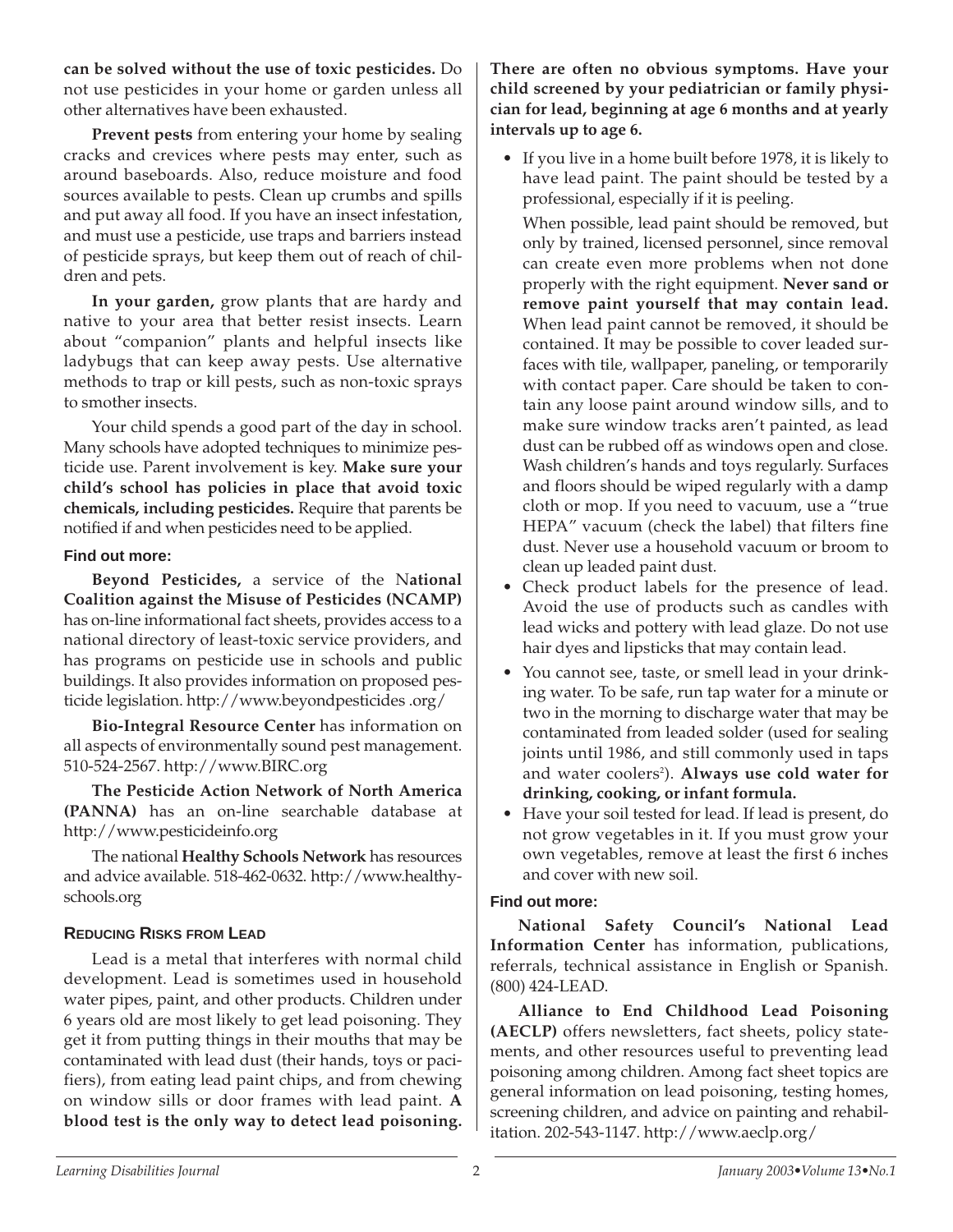**can be solved without the use of toxic pesticides.** Do not use pesticides in your home or garden unless all other alternatives have been exhausted.

**Prevent pests** from entering your home by sealing cracks and crevices where pests may enter, such as around baseboards. Also, reduce moisture and food sources available to pests. Clean up crumbs and spills and put away all food. If you have an insect infestation, and must use a pesticide, use traps and barriers instead of pesticide sprays, but keep them out of reach of children and pets.

**In your garden,** grow plants that are hardy and native to your area that better resist insects. Learn about "companion" plants and helpful insects like ladybugs that can keep away pests. Use alternative methods to trap or kill pests, such as non-toxic sprays to smother insects.

Your child spends a good part of the day in school. Many schools have adopted techniques to minimize pesticide use. Parent involvement is key. **Make sure your child's school has policies in place that avoid toxic chemicals, including pesticides.** Require that parents be notified if and when pesticides need to be applied.

#### Find out more:

**Beyond Pesticides,** a service of the N**ational Coalition against the Misuse of Pesticides (NCAMP)** has on-line informational fact sheets, provides access to a national directory of least-toxic service providers, and has programs on pesticide use in schools and public buildings. It also provides information on proposed pesticide legislation. http://www.beyondpesticides .org/

**Bio-Integral Resource Center** has information on all aspects of environmentally sound pest management. 510-524-2567. http://www.BIRC.org

**The Pesticide Action Network of North America (PANNA)** has an on-line searchable database at http://www.pesticideinfo.org

The national **Healthy Schools Network** has resources and advice available. 518-462-0632. http://www.healthyschools.org

### Reducing Risks from Lead

Lead is a metal that interferes with normal child development. Lead is sometimes used in household water pipes, paint, and other products. Children under 6 years old are most likely to get lead poisoning. They get it from putting things in their mouths that may be contaminated with lead dust (their hands, toys or pacifiers), from eating lead paint chips, and from chewing on window sills or door frames with lead paint. **A blood test is the only way to detect lead poisoning. There are often no obvious symptoms. Have your child screened by your pediatrician or family physician for lead, beginning at age 6 months and at yearly intervals up to age 6.**

- If you live in a home built before 1978, it is likely to have lead paint. The paint should be tested by a professional, especially if it is peeling.

  When possible, lead paint should be removed, but only by trained, licensed personnel, since removal can create even more problems when not done properly with the right equipment. **Never sand or remove paint yourself that may contain lead.** When lead paint cannot be removed, it should be contained. It may be possible to cover leaded surfaces with tile, wallpaper, paneling, or temporarily with contact paper. Care should be taken to contain any loose paint around window sills, and to make sure window tracks aren't painted, as lead dust can be rubbed off as windows open and close. Wash children's hands and toys regularly. Surfaces and floors should be wiped regularly with a damp cloth or mop. If you need to vacuum, use a "true HEPA" vacuum (check the label) that filters fine dust. Never use a household vacuum or broom to clean up leaded paint dust.
- Check product labels for the presence of lead. Avoid the use of products such as candles with lead wicks and pottery with lead glaze. Do not use hair dyes and lipsticks that may contain lead.
- You cannot see, taste, or smell lead in your drinking water. To be safe, run tap water for a minute or two in the morning to discharge water that may be contaminated from leaded solder (used for sealing joints until 1986, and still commonly used in taps and water coolers[2]). **Always use cold water for drinking, cooking, or infant formula.**
- Have your soil tested for lead. If lead is present, do not grow vegetables in it. If you must grow your own vegetables, remove at least the first 6 inches and cover with new soil.

#### Find out more:

**National Safety Council's National Lead Information Center** has information, publications, referrals, technical assistance in English or Spanish. (800) 424-LEAD.

**Alliance to End Childhood Lead Poisoning (AECLP)** offers newsletters, fact sheets, policy statements, and other resources useful to preventing lead poisoning among children. Among fact sheet topics are general information on lead poisoning, testing homes, screening children, and advice on painting and rehabilitation. 202-543-1147. http://www.aeclp.org/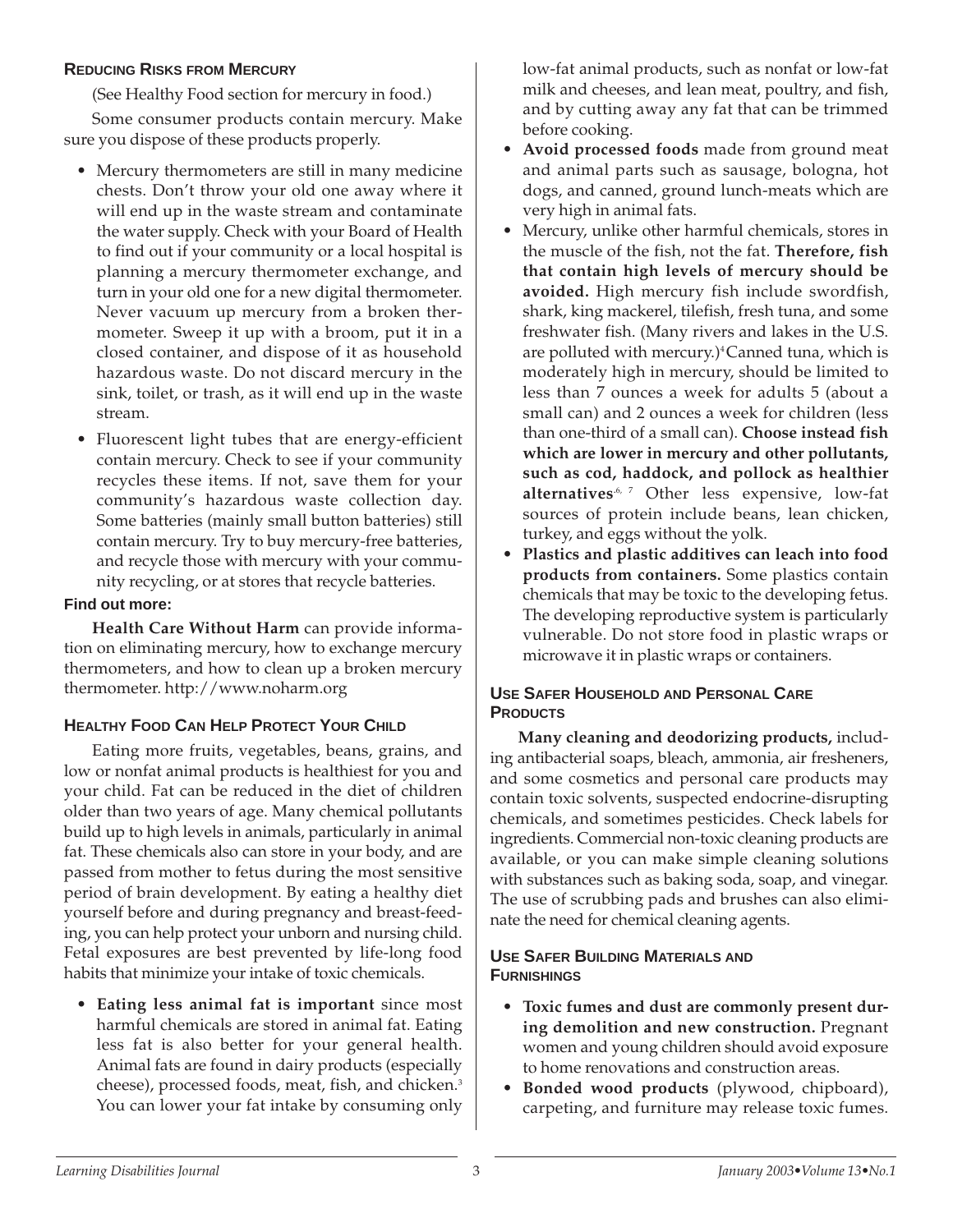### Reducing Risks from Mercury

(See Healthy Food section for mercury in food.)

Some consumer products contain mercury. Make sure you dispose of these products properly.

- Mercury thermometers are still in many medicine chests. Don't throw your old one away where it will end up in the waste stream and contaminate the water supply. Check with your Board of Health to find out if your community or a local hospital is planning a mercury thermometer exchange, and turn in your old one for a new digital thermometer. Never vacuum up mercury from a broken thermometer. Sweep it up with a broom, put it in a closed container, and dispose of it as household hazardous waste. Do not discard mercury in the sink, toilet, or trash, as it will end up in the waste stream.
- Fluorescent light tubes that are energy-efficient contain mercury. Check to see if your community recycles these items. If not, save them for your community's hazardous waste collection day. Some batteries (mainly small button batteries) still contain mercury. Try to buy mercury-free batteries, and recycle those with mercury with your community recycling, or at stores that recycle batteries.

**Find out more:**

**Health Care Without Harm** can provide information on eliminating mercury, how to exchange mercury thermometers, and how to clean up a broken mercury thermometer. http://www.noharm.org

### Healthy Food Can Help Protect Your Child

Eating more fruits, vegetables, beans, grains, and low or nonfat animal products is healthiest for you and your child. Fat can be reduced in the diet of children older than two years of age. Many chemical pollutants build up to high levels in animals, particularly in animal fat. These chemicals also can store in your body, and are passed from mother to fetus during the most sensitive period of brain development. By eating a healthy diet yourself before and during pregnancy and breast-feeding, you can help protect your unborn and nursing child. Fetal exposures are best prevented by life-long food habits that minimize your intake of toxic chemicals.

- **Eating less animal fat is important** since most harmful chemicals are stored in animal fat. Eating less fat is also better for your general health. Animal fats are found in dairy products (especially cheese), processed foods, meat, fish, and chicken.[3] You can lower your fat intake by consuming only low-fat animal products, such as nonfat or low-fat milk and cheeses, and lean meat, poultry, and fish, and by cutting away any fat that can be trimmed before cooking.
- **Avoid processed foods** made from ground meat and animal parts such as sausage, bologna, hot dogs, and canned, ground lunch-meats which are very high in animal fats.
- Mercury, unlike other harmful chemicals, stores in the muscle of the fish, not the fat. **Therefore, fish that contain high levels of mercury should be avoided.** High mercury fish include swordfish, shark, king mackerel, tilefish, fresh tuna, and some freshwater fish. (Many rivers and lakes in the U.S. are polluted with mercury.)[4] Canned tuna, which is moderately high in mercury, should be limited to less than 7 ounces a week for adults 5 (about a small can) and 2 ounces a week for children (less than one-third of a small can). **Choose instead fish which are lower in mercury and other pollutants, such as cod, haddock, and pollock as healthier alternatives**.[6, 7] Other less expensive, low-fat sources of protein include beans, lean chicken, turkey, and eggs without the yolk.
- **Plastics and plastic additives can leach into food products from containers.** Some plastics contain chemicals that may be toxic to the developing fetus. The developing reproductive system is particularly vulnerable. Do not store food in plastic wraps or microwave it in plastic wraps or containers.

### Use Safer Household and Personal Care Products

**Many cleaning and deodorizing products,** including antibacterial soaps, bleach, ammonia, air fresheners, and some cosmetics and personal care products may contain toxic solvents, suspected endocrine-disrupting chemicals, and sometimes pesticides. Check labels for ingredients. Commercial non-toxic cleaning products are available, or you can make simple cleaning solutions with substances such as baking soda, soap, and vinegar. The use of scrubbing pads and brushes can also eliminate the need for chemical cleaning agents.

### Use Safer Building Materials and Furnishings

- **Toxic fumes and dust are commonly present during demolition and new construction.** Pregnant women and young children should avoid exposure to home renovations and construction areas.
- **Bonded wood products** (plywood, chipboard), carpeting, and furniture may release toxic fumes.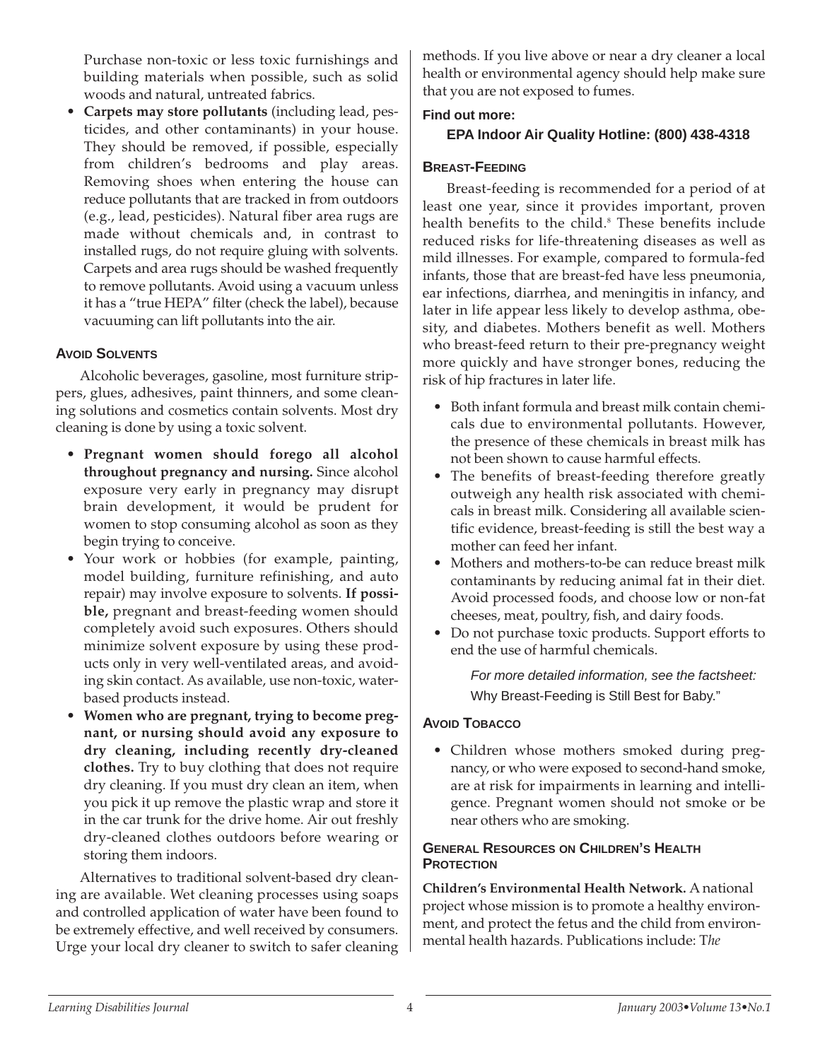Purchase non-toxic or less toxic furnishings and building materials when possible, such as solid woods and natural, untreated fabrics.

- **Carpets may store pollutants** (including lead, pesticides, and other contaminants) in your house. They should be removed, if possible, especially from children's bedrooms and play areas. Removing shoes when entering the house can reduce pollutants that are tracked in from outdoors (e.g., lead, pesticides). Natural fiber area rugs are made without chemicals and, in contrast to installed rugs, do not require gluing with solvents. Carpets and area rugs should be washed frequently to remove pollutants. Avoid using a vacuum unless it has a "true HEPA" filter (check the label), because vacuuming can lift pollutants into the air.

### AVOID SOLVENTS

Alcoholic beverages, gasoline, most furniture strippers, glues, adhesives, paint thinners, and some cleaning solutions and cosmetics contain solvents. Most dry cleaning is done by using a toxic solvent.

- **Pregnant women should forego all alcohol throughout pregnancy and nursing.** Since alcohol exposure very early in pregnancy may disrupt brain development, it would be prudent for women to stop consuming alcohol as soon as they begin trying to conceive.
- Your work or hobbies (for example, painting, model building, furniture refinishing, and auto repair) may involve exposure to solvents. **If possible,** pregnant and breast-feeding women should completely avoid such exposures. Others should minimize solvent exposure by using these products only in very well-ventilated areas, and avoiding skin contact. As available, use non-toxic, water-based products instead.
- **Women who are pregnant, trying to become pregnant, or nursing should avoid any exposure to dry cleaning, including recently dry-cleaned clothes.** Try to buy clothing that does not require dry cleaning. If you must dry clean an item, when you pick it up remove the plastic wrap and store it in the car trunk for the drive home. Air out freshly dry-cleaned clothes outdoors before wearing or storing them indoors.

Alternatives to traditional solvent-based dry cleaning are available. Wet cleaning processes using soaps and controlled application of water have been found to be extremely effective, and well received by consumers. Urge your local dry cleaner to switch to safer cleaning methods. If you live above or near a dry cleaner a local health or environmental agency should help make sure that you are not exposed to fumes.

**Find out more:**

**EPA Indoor Air Quality Hotline: (800) 438-4318**

### BREAST-FEEDING

Breast-feeding is recommended for a period of at least one year, since it provides important, proven health benefits to the child.[8] These benefits include reduced risks for life-threatening diseases as well as mild illnesses. For example, compared to formula-fed infants, those that are breast-fed have less pneumonia, ear infections, diarrhea, and meningitis in infancy, and later in life appear less likely to develop asthma, obesity, and diabetes. Mothers benefit as well. Mothers who breast-feed return to their pre-pregnancy weight more quickly and have stronger bones, reducing the risk of hip fractures in later life.

- Both infant formula and breast milk contain chemicals due to environmental pollutants. However, the presence of these chemicals in breast milk has not been shown to cause harmful effects.
- The benefits of breast-feeding therefore greatly outweigh any health risk associated with chemicals in breast milk. Considering all available scientific evidence, breast-feeding is still the best way a mother can feed her infant.
- Mothers and mothers-to-be can reduce breast milk contaminants by reducing animal fat in their diet. Avoid processed foods, and choose low or non-fat cheeses, meat, poultry, fish, and dairy foods.
- Do not purchase toxic products. Support efforts to end the use of harmful chemicals.

*For more detailed information, see the factsheet:* Why Breast-Feeding is Still Best for Baby."

### AVOID TOBACCO

- Children whose mothers smoked during pregnancy, or who were exposed to second-hand smoke, are at risk for impairments in learning and intelligence. Pregnant women should not smoke or be near others who are smoking.

### GENERAL RESOURCES ON CHILDREN'S HEALTH PROTECTION

**Children's Environmental Health Network.** A national project whose mission is to promote a healthy environment, and protect the fetus and the child from environmental health hazards. Publications include: T*he*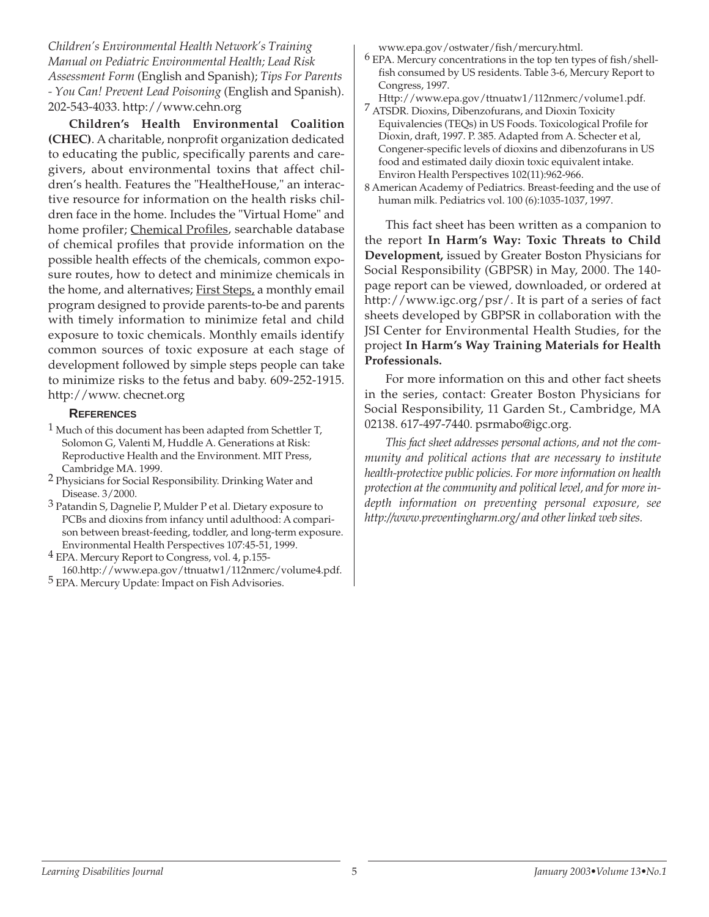*Children's Environmental Health Network's Training Manual on Pediatric Environmental Health; Lead Risk Assessment Form* (English and Spanish); *Tips For Parents - You Can! Prevent Lead Poisoning* (English and Spanish). 202-543-4033. http://www.cehn.org

**Children's Health Environmental Coalition (CHEC)**. A charitable, nonprofit organization dedicated to educating the public, specifically parents and caregivers, about environmental toxins that affect children's health. Features the "HealtheHouse," an interactive resource for information on the health risks children face in the home. Includes the "Virtual Home" and home profiler; Chemical Profiles, searchable database of chemical profiles that provide information on the possible health effects of the chemicals, common exposure routes, how to detect and minimize chemicals in the home, and alternatives; First Steps, a monthly email program designed to provide parents-to-be and parents with timely information to minimize fetal and child exposure to toxic chemicals. Monthly emails identify common sources of toxic exposure at each stage of development followed by simple steps people can take to minimize risks to the fetus and baby. 609-252-1915. http://www. checnet.org

## References

1 Much of this document has been adapted from Schettler T, Solomon G, Valenti M, Huddle A. Generations at Risk: Reproductive Health and the Environment. MIT Press, Cambridge MA. 1999.

2 Physicians for Social Responsibility. Drinking Water and Disease. 3/2000.

3 Patandin S, Dagnelie P, Mulder P et al. Dietary exposure to PCBs and dioxins from infancy until adulthood: A comparison between breast-feeding, toddler, and long-term exposure. Environmental Health Perspectives 107:45-51, 1999.

4 EPA. Mercury Report to Congress, vol. 4, p.155-160.http://www.epa.gov/ttnuatw1/112nmerc/volume4.pdf.

5 EPA. Mercury Update: Impact on Fish Advisories. www.epa.gov/ostwater/fish/mercury.html.

6 EPA. Mercury concentrations in the top ten types of fish/shellfish consumed by US residents. Table 3-6, Mercury Report to Congress, 1997. Http://www.epa.gov/ttnuatw1/112nmerc/volume1.pdf.

7 ATSDR. Dioxins, Dibenzofurans, and Dioxin Toxicity Equivalencies (TEQs) in US Foods. Toxicological Profile for Dioxin, draft, 1997. P. 385. Adapted from A. Schecter et al, Congener-specific levels of dioxins and dibenzofurans in US food and estimated daily dioxin toxic equivalent intake. Environ Health Perspectives 102(11):962-966.

8 American Academy of Pediatrics. Breast-feeding and the use of human milk. Pediatrics vol. 100 (6):1035-1037, 1997.

This fact sheet has been written as a companion to the report **In Harm's Way: Toxic Threats to Child Development,** issued by Greater Boston Physicians for Social Responsibility (GBPSR) in May, 2000. The 140-page report can be viewed, downloaded, or ordered at http://www.igc.org/psr/. It is part of a series of fact sheets developed by GBPSR in collaboration with the JSI Center for Environmental Health Studies, for the project **In Harm's Way Training Materials for Health Professionals.**

For more information on this and other fact sheets in the series, contact: Greater Boston Physicians for Social Responsibility, 11 Garden St., Cambridge, MA 02138. 617-497-7440. psrmabo@igc.org.

*This fact sheet addresses personal actions, and not the community and political actions that are necessary to institute health-protective public policies. For more information on health protection at the community and political level, and for more in-depth information on preventing personal exposure, see http://www.preventingharm.org/ and other linked web sites.*